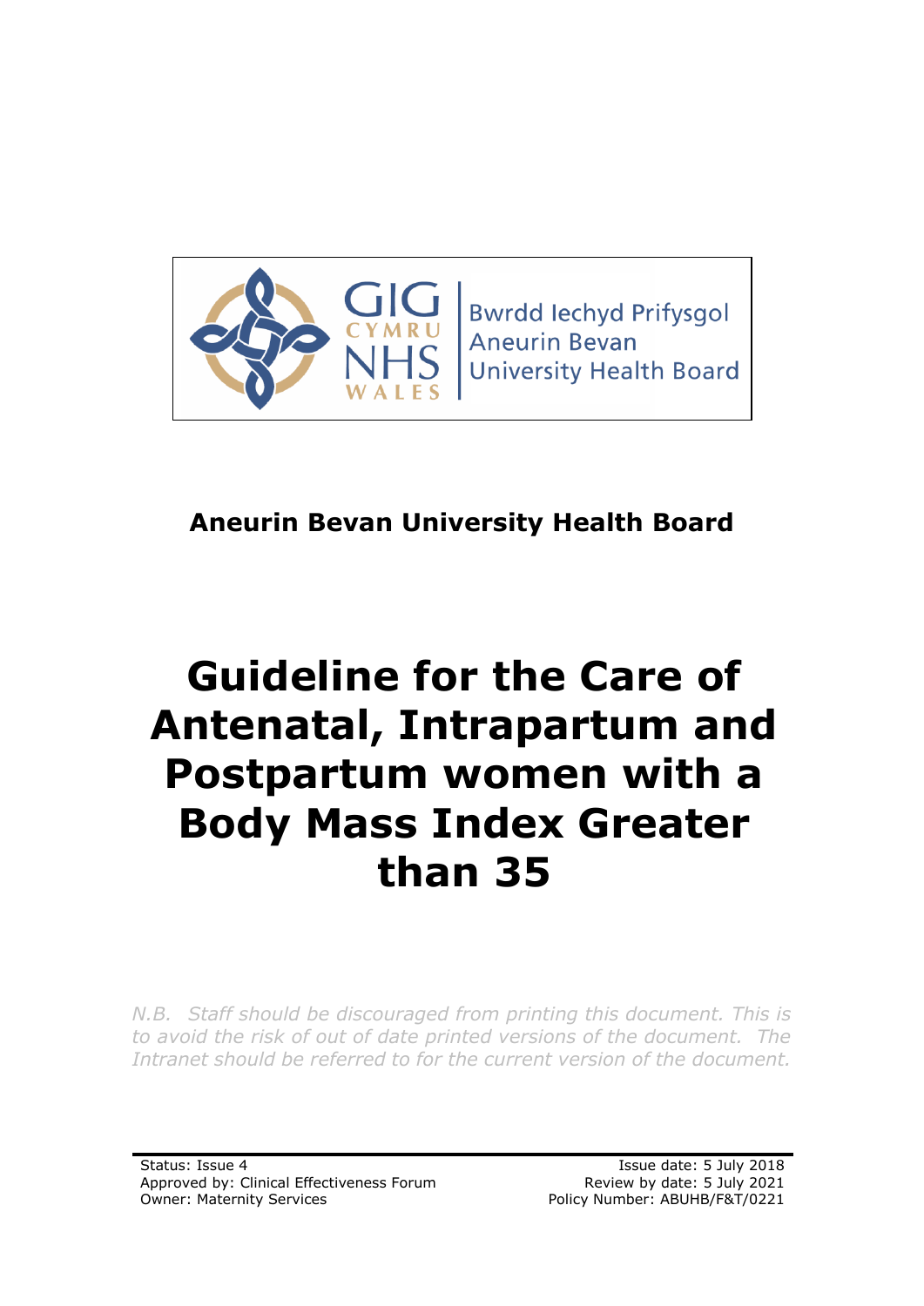Bwrdd Iechyd Prifysgol
Aneurin Bevan
University Health Board

GIG CYMRU NHS WALES

**Aneurin Bevan University Health Board**

# Guideline for the Care of Antenatal, Intrapartum and Postpartum women with a Body Mass Index Greater than 35

*N.B. Staff should be discouraged from printing this document. This is to avoid the risk of out of date printed versions of the document. The Intranet should be referred to for the current version of the document.*

Status: Issue 4
Approved by: Clinical Effectiveness Forum
Owner: Maternity Services

Issue date: 5 July 2018
Review by date: 5 July 2021
Policy Number: ABUHB/F&T/0221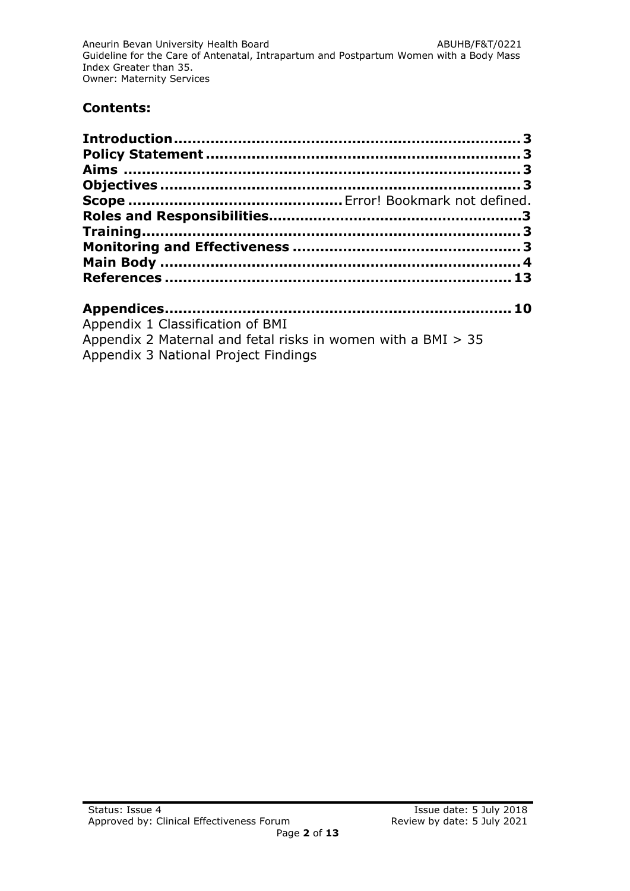## Contents:

**Introduction** ........................................................................ **3**
**Policy Statement** ................................................................. **3**
**Aims** ..................................................................................... **3**
**Objectives** ............................................................................ **3**
**Scope** ............................................ Error! Bookmark not defined.
**Roles and Responsibilities** ..................................................... **3**
**Training** ................................................................................ **3**
**Monitoring and Effectiveness** ................................................ **3**
**Main Body** ............................................................................. **4**
**References** ........................................................................... **13**

**Appendices** ........................................................................... **10**
Appendix 1 Classification of BMI
Appendix 2 Maternal and fetal risks in women with a BMI > 35
Appendix 3 National Project Findings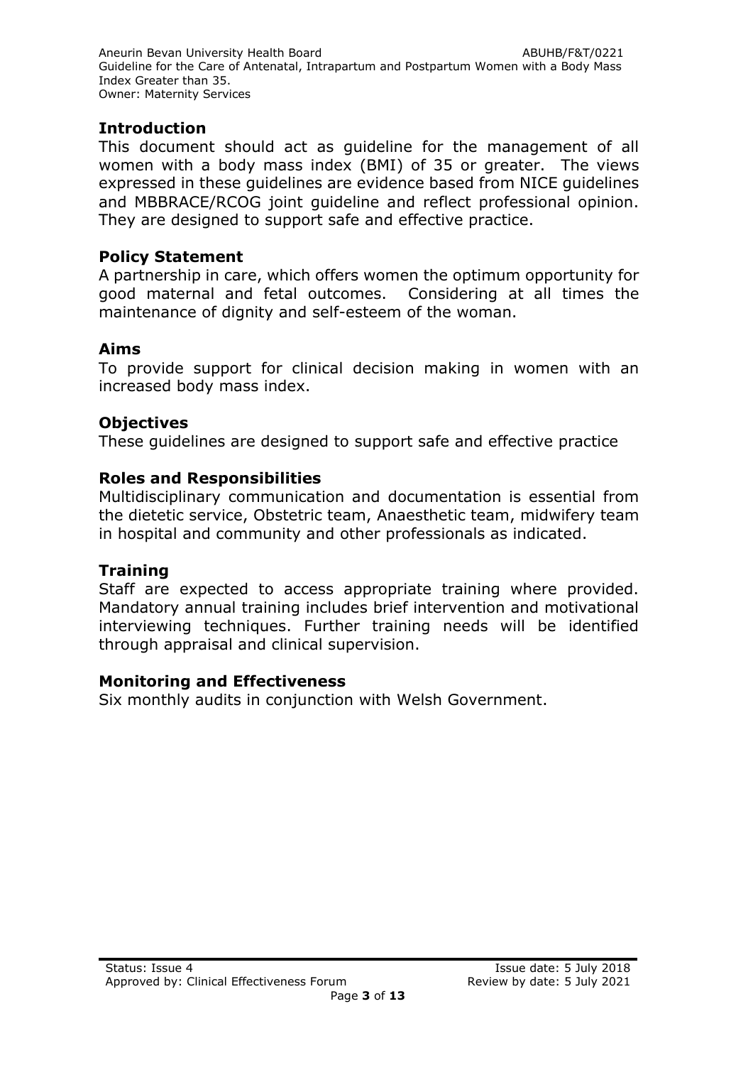## Introduction

This document should act as guideline for the management of all women with a body mass index (BMI) of 35 or greater. The views expressed in these guidelines are evidence based from NICE guidelines and MBBRACE/RCOG joint guideline and reflect professional opinion. They are designed to support safe and effective practice.

## Policy Statement

A partnership in care, which offers women the optimum opportunity for good maternal and fetal outcomes. Considering at all times the maintenance of dignity and self-esteem of the woman.

## Aims

To provide support for clinical decision making in women with an increased body mass index.

## Objectives

These guidelines are designed to support safe and effective practice

## Roles and Responsibilities

Multidisciplinary communication and documentation is essential from the dietetic service, Obstetric team, Anaesthetic team, midwifery team in hospital and community and other professionals as indicated.

## Training

Staff are expected to access appropriate training where provided. Mandatory annual training includes brief intervention and motivational interviewing techniques. Further training needs will be identified through appraisal and clinical supervision.

## Monitoring and Effectiveness

Six monthly audits in conjunction with Welsh Government.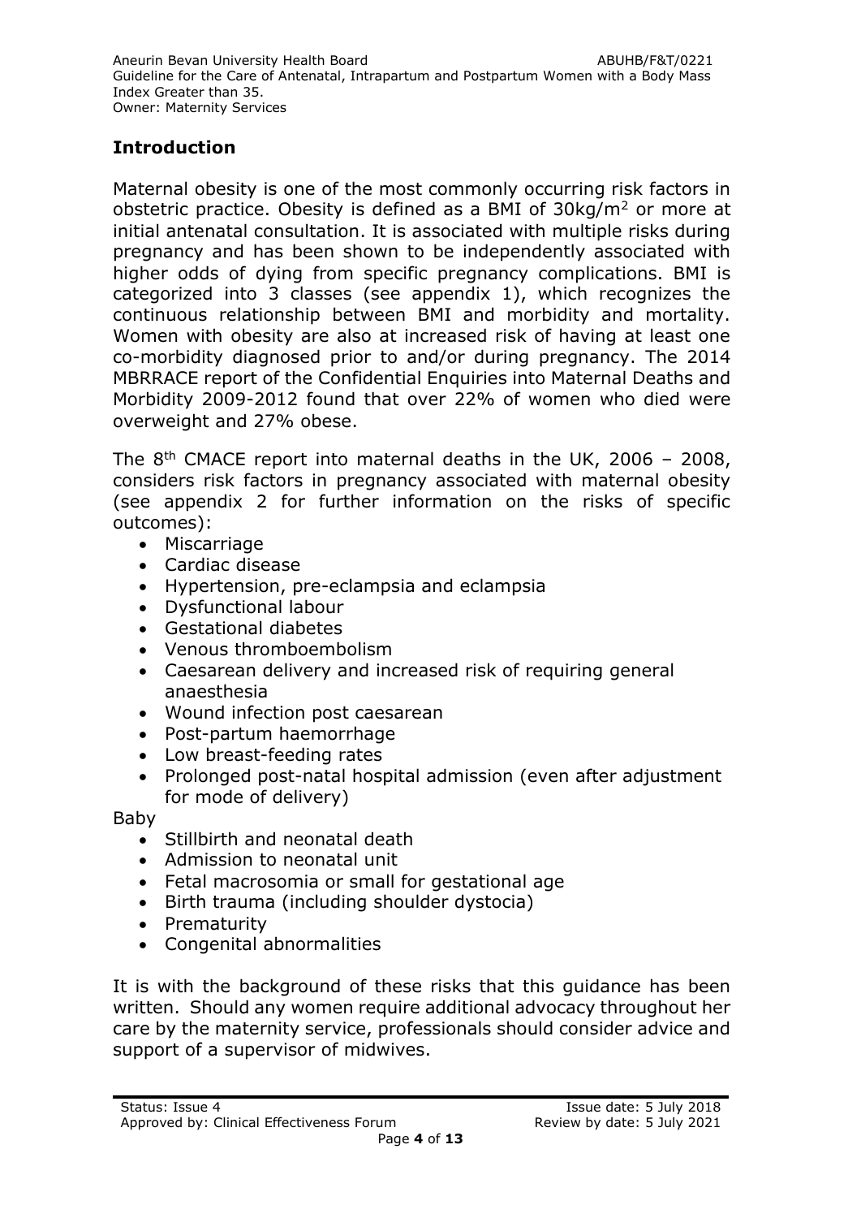## Introduction

Maternal obesity is one of the most commonly occurring risk factors in obstetric practice. Obesity is defined as a BMI of $30kg/m^2$ or more at initial antenatal consultation. It is associated with multiple risks during pregnancy and has been shown to be independently associated with higher odds of dying from specific pregnancy complications. BMI is categorized into 3 classes (see appendix 1), which recognizes the continuous relationship between BMI and morbidity and mortality. Women with obesity are also at increased risk of having at least one co-morbidity diagnosed prior to and/or during pregnancy. The 2014 MBRRACE report of the Confidential Enquiries into Maternal Deaths and Morbidity 2009-2012 found that over 22% of women who died were overweight and 27% obese.

The 8th CMACE report into maternal deaths in the UK, 2006 – 2008, considers risk factors in pregnancy associated with maternal obesity (see appendix 2 for further information on the risks of specific outcomes):

- Miscarriage
- Cardiac disease
- Hypertension, pre-eclampsia and eclampsia
- Dysfunctional labour
- Gestational diabetes
- Venous thromboembolism
- Caesarean delivery and increased risk of requiring general anaesthesia
- Wound infection post caesarean
- Post-partum haemorrhage
- Low breast-feeding rates
- Prolonged post-natal hospital admission (even after adjustment for mode of delivery)

Baby

- Stillbirth and neonatal death
- Admission to neonatal unit
- Fetal macrosomia or small for gestational age
- Birth trauma (including shoulder dystocia)
- Prematurity
- Congenital abnormalities

It is with the background of these risks that this guidance has been written. Should any women require additional advocacy throughout her care by the maternity service, professionals should consider advice and support of a supervisor of midwives.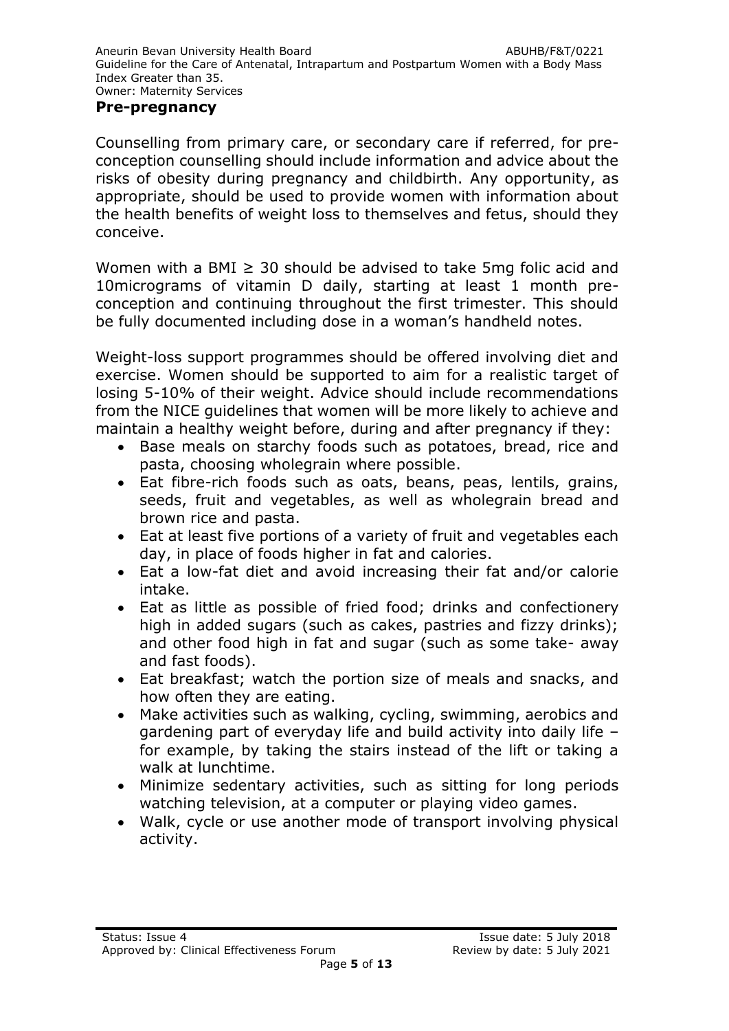## Pre-pregnancy

Counselling from primary care, or secondary care if referred, for pre-conception counselling should include information and advice about the risks of obesity during pregnancy and childbirth. Any opportunity, as appropriate, should be used to provide women with information about the health benefits of weight loss to themselves and fetus, should they conceive.

Women with a BMI ≥ 30 should be advised to take 5mg folic acid and 10micrograms of vitamin D daily, starting at least 1 month pre-conception and continuing throughout the first trimester. This should be fully documented including dose in a woman's handheld notes.

Weight-loss support programmes should be offered involving diet and exercise. Women should be supported to aim for a realistic target of losing 5-10% of their weight. Advice should include recommendations from the NICE guidelines that women will be more likely to achieve and maintain a healthy weight before, during and after pregnancy if they:

- Base meals on starchy foods such as potatoes, bread, rice and pasta, choosing wholegrain where possible.
- Eat fibre-rich foods such as oats, beans, peas, lentils, grains, seeds, fruit and vegetables, as well as wholegrain bread and brown rice and pasta.
- Eat at least five portions of a variety of fruit and vegetables each day, in place of foods higher in fat and calories.
- Eat a low-fat diet and avoid increasing their fat and/or calorie intake.
- Eat as little as possible of fried food; drinks and confectionery high in added sugars (such as cakes, pastries and fizzy drinks); and other food high in fat and sugar (such as some take- away and fast foods).
- Eat breakfast; watch the portion size of meals and snacks, and how often they are eating.
- Make activities such as walking, cycling, swimming, aerobics and gardening part of everyday life and build activity into daily life – for example, by taking the stairs instead of the lift or taking a walk at lunchtime.
- Minimize sedentary activities, such as sitting for long periods watching television, at a computer or playing video games.
- Walk, cycle or use another mode of transport involving physical activity.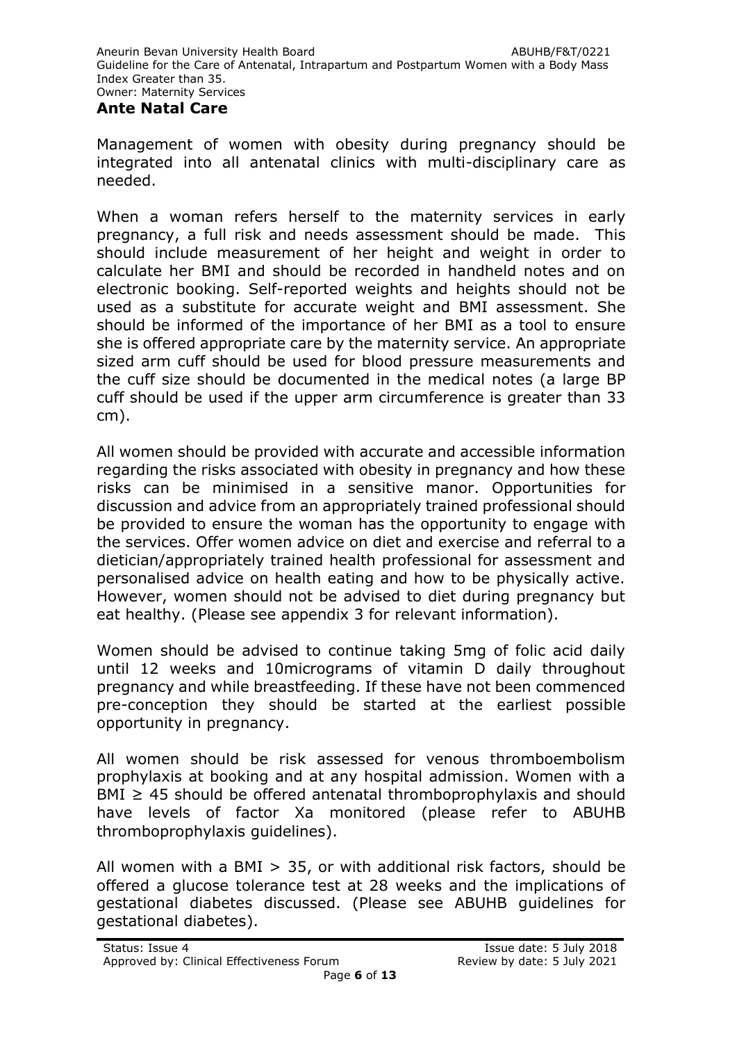## Ante Natal Care

Management of women with obesity during pregnancy should be integrated into all antenatal clinics with multi-disciplinary care as needed.

When a woman refers herself to the maternity services in early pregnancy, a full risk and needs assessment should be made. This should include measurement of her height and weight in order to calculate her BMI and should be recorded in handheld notes and on electronic booking. Self-reported weights and heights should not be used as a substitute for accurate weight and BMI assessment. She should be informed of the importance of her BMI as a tool to ensure she is offered appropriate care by the maternity service. An appropriate sized arm cuff should be used for blood pressure measurements and the cuff size should be documented in the medical notes (a large BP cuff should be used if the upper arm circumference is greater than 33 cm).

All women should be provided with accurate and accessible information regarding the risks associated with obesity in pregnancy and how these risks can be minimised in a sensitive manor. Opportunities for discussion and advice from an appropriately trained professional should be provided to ensure the woman has the opportunity to engage with the services. Offer women advice on diet and exercise and referral to a dietician/appropriately trained health professional for assessment and personalised advice on health eating and how to be physically active. However, women should not be advised to diet during pregnancy but eat healthy. (Please see appendix 3 for relevant information).

Women should be advised to continue taking 5mg of folic acid daily until 12 weeks and 10micrograms of vitamin D daily throughout pregnancy and while breastfeeding. If these have not been commenced pre-conception they should be started at the earliest possible opportunity in pregnancy.

All women should be risk assessed for venous thromboembolism prophylaxis at booking and at any hospital admission. Women with a BMI $\geq$ 45 should be offered antenatal thromboprophylaxis and should have levels of factor Xa monitored (please refer to ABUHB thromboprophylaxis guidelines).

All women with a BMI > 35, or with additional risk factors, should be offered a glucose tolerance test at 28 weeks and the implications of gestational diabetes discussed. (Please see ABUHB guidelines for gestational diabetes).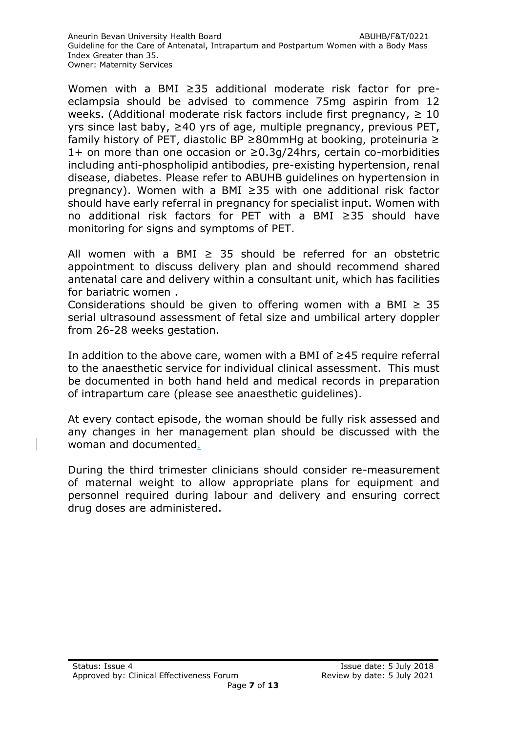Women with a BMI ≥35 additional moderate risk factor for pre-eclampsia should be advised to commence 75mg aspirin from 12 weeks. (Additional moderate risk factors include first pregnancy, ≥ 10 yrs since last baby, ≥40 yrs of age, multiple pregnancy, previous PET, family history of PET, diastolic BP ≥80mmHg at booking, proteinuria ≥ 1+ on more than one occasion or ≥0.3g/24hrs, certain co-morbidities including anti-phospholipid antibodies, pre-existing hypertension, renal disease, diabetes. Please refer to ABUHB guidelines on hypertension in pregnancy). Women with a BMI ≥35 with one additional risk factor should have early referral in pregnancy for specialist input. Women with no additional risk factors for PET with a BMI ≥35 should have monitoring for signs and symptoms of PET.

All women with a BMI ≥ 35 should be referred for an obstetric appointment to discuss delivery plan and should recommend shared antenatal care and delivery within a consultant unit, which has facilities for bariatric women .
Considerations should be given to offering women with a BMI ≥ 35 serial ultrasound assessment of fetal size and umbilical artery doppler from 26-28 weeks gestation.

In addition to the above care, women with a BMI of ≥45 require referral to the anaesthetic service for individual clinical assessment. This must be documented in both hand held and medical records in preparation of intrapartum care (please see anaesthetic guidelines).

At every contact episode, the woman should be fully risk assessed and any changes in her management plan should be discussed with the woman and documented.

During the third trimester clinicians should consider re-measurement of maternal weight to allow appropriate plans for equipment and personnel required during labour and delivery and ensuring correct drug doses are administered.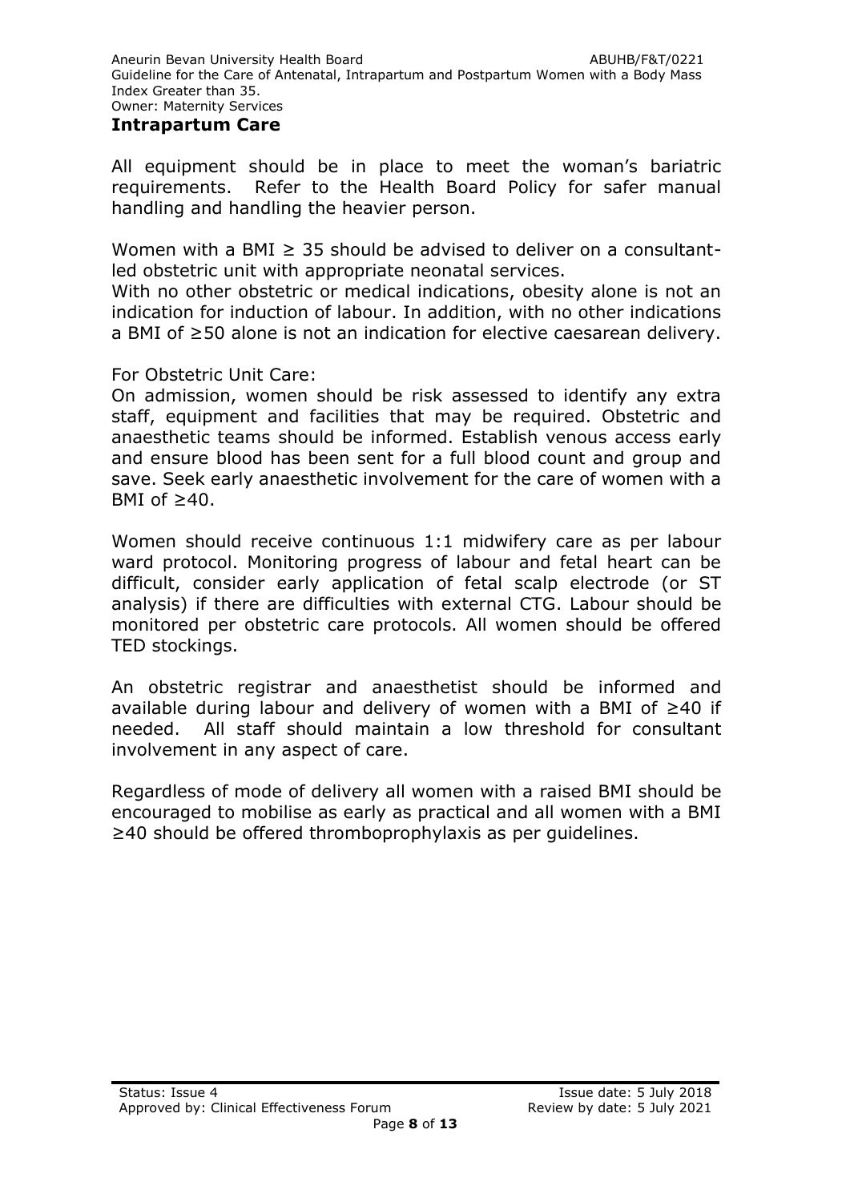## Intrapartum Care

All equipment should be in place to meet the woman's bariatric requirements. Refer to the Health Board Policy for safer manual handling and handling the heavier person.

Women with a BMI ≥ 35 should be advised to deliver on a consultant-led obstetric unit with appropriate neonatal services.
With no other obstetric or medical indications, obesity alone is not an indication for induction of labour. In addition, with no other indications a BMI of ≥50 alone is not an indication for elective caesarean delivery.

For Obstetric Unit Care:
On admission, women should be risk assessed to identify any extra staff, equipment and facilities that may be required. Obstetric and anaesthetic teams should be informed. Establish venous access early and ensure blood has been sent for a full blood count and group and save. Seek early anaesthetic involvement for the care of women with a BMI of ≥40.

Women should receive continuous 1:1 midwifery care as per labour ward protocol. Monitoring progress of labour and fetal heart can be difficult, consider early application of fetal scalp electrode (or ST analysis) if there are difficulties with external CTG. Labour should be monitored per obstetric care protocols. All women should be offered TED stockings.

An obstetric registrar and anaesthetist should be informed and available during labour and delivery of women with a BMI of ≥40 if needed. All staff should maintain a low threshold for consultant involvement in any aspect of care.

Regardless of mode of delivery all women with a raised BMI should be encouraged to mobilise as early as practical and all women with a BMI ≥40 should be offered thromboprophylaxis as per guidelines.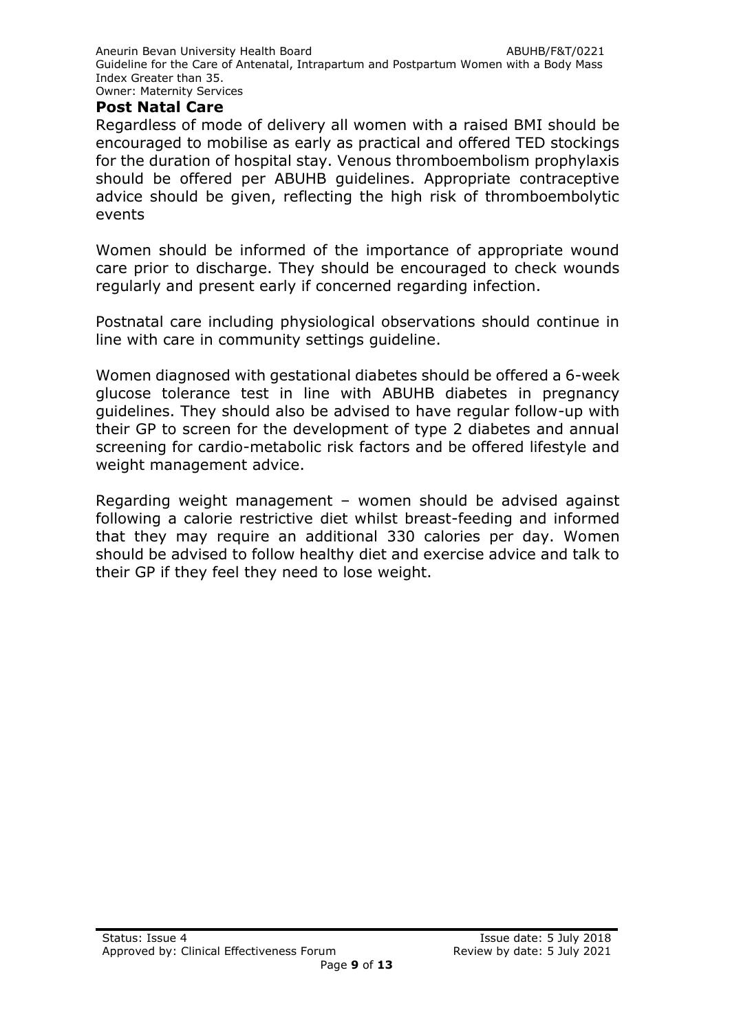## Post Natal Care

Regardless of mode of delivery all women with a raised BMI should be encouraged to mobilise as early as practical and offered TED stockings for the duration of hospital stay. Venous thromboembolism prophylaxis should be offered per ABUHB guidelines. Appropriate contraceptive advice should be given, reflecting the high risk of thromboembolytic events

Women should be informed of the importance of appropriate wound care prior to discharge. They should be encouraged to check wounds regularly and present early if concerned regarding infection.

Postnatal care including physiological observations should continue in line with care in community settings guideline.

Women diagnosed with gestational diabetes should be offered a 6-week glucose tolerance test in line with ABUHB diabetes in pregnancy guidelines. They should also be advised to have regular follow-up with their GP to screen for the development of type 2 diabetes and annual screening for cardio-metabolic risk factors and be offered lifestyle and weight management advice.

Regarding weight management – women should be advised against following a calorie restrictive diet whilst breast-feeding and informed that they may require an additional 330 calories per day. Women should be advised to follow healthy diet and exercise advice and talk to their GP if they feel they need to lose weight.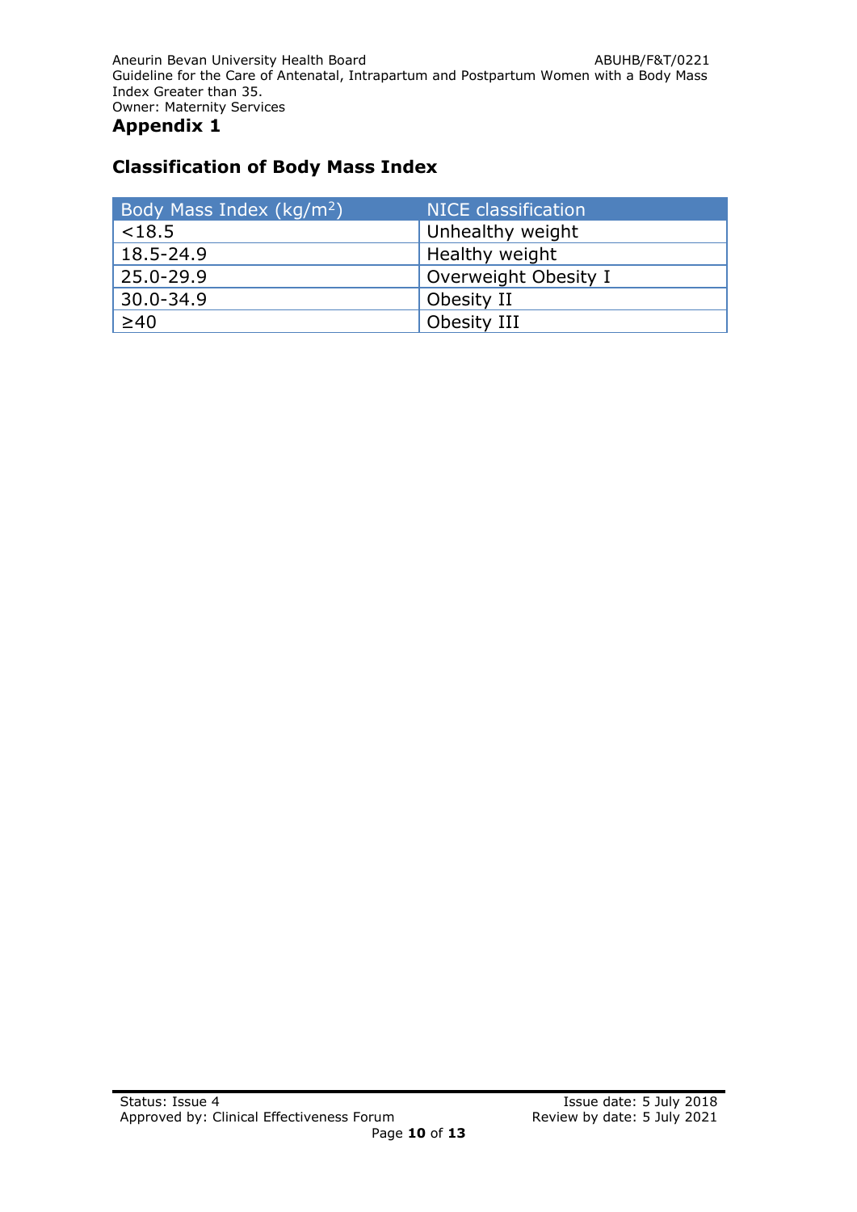## Appendix 1

### Classification of Body Mass Index

| Body Mass Index (kg/m$^2$) | NICE classification |
|---|---|
| <18.5 | Unhealthy weight |
| 18.5-24.9 | Healthy weight |
| 25.0-29.9 | Overweight Obesity I |
| 30.0-34.9 | Obesity II |
| ≥40 | Obesity III |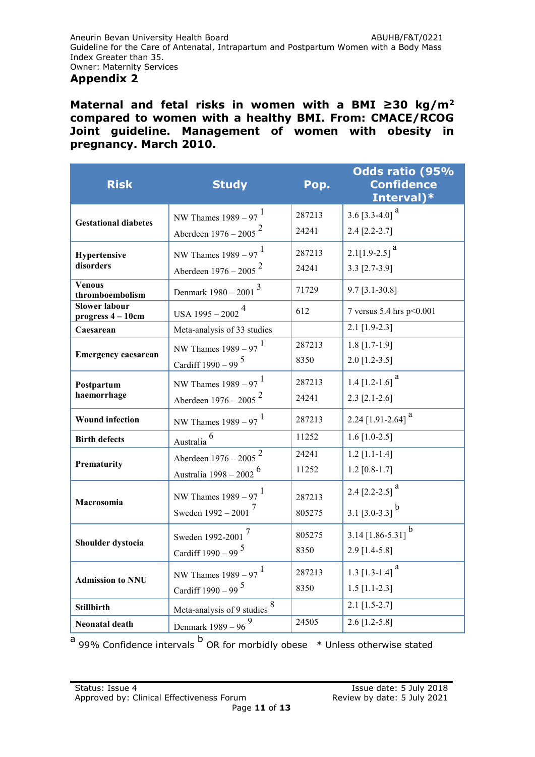## Appendix 2

**Maternal and fetal risks in women with a BMI ≥30 kg/m² compared to women with a healthy BMI. From: CMACE/RCOG Joint guideline. Management of women with obesity in pregnancy. March 2010.**

| Risk | Study | Pop. | Odds ratio (95% Confidence Interval)* |
|---|---|---|---|
| **Gestational diabetes** | NW Thames 1989 – 97 [1] | 287213 | 3.6 [3.3-4.0] [a] |
| | Aberdeen 1976 – 2005 [2] | 24241 | 2.4 [2.2-2.7] |
| **Hypertensive disorders** | NW Thames 1989 – 97 [1] | 287213 | 2.1[1.9-2.5] [a] |
| | Aberdeen 1976 – 2005 [2] | 24241 | 3.3 [2.7-3.9] |
| **Venous thromboembolism** | Denmark 1980 – 2001 [3] | 71729 | 9.7 [3.1-30.8] |
| **Slower labour progress 4 – 10cm** | USA 1995 – 2002 [4] | 612 | 7 versus 5.4 hrs p<0.001 |
| **Caesarean** | Meta-analysis of 33 studies | | 2.1 [1.9-2.3] |
| **Emergency caesarean** | NW Thames 1989 – 97 [1] | 287213 | 1.8 [1.7-1.9] |
| | Cardiff 1990 – 99 [5] | 8350 | 2.0 [1.2-3.5] |
| **Postpartum haemorrhage** | NW Thames 1989 – 97 [1] | 287213 | 1.4 [1.2-1.6] [a] |
| | Aberdeen 1976 – 2005 [2] | 24241 | 2.3 [2.1-2.6] |
| **Wound infection** | NW Thames 1989 – 97 [1] | 287213 | 2.24 [1.91-2.64] [a] |
| **Birth defects** | Australia [6] | 11252 | 1.6 [1.0-2.5] |
| **Prematurity** | Aberdeen 1976 – 2005 [2] | 24241 | 1.2 [1.1-1.4] |
| | Australia 1998 – 2002 [6] | 11252 | 1.2 [0.8-1.7] |
| **Macrosomia** | NW Thames 1989 – 97 [1] | 287213 | 2.4 [2.2-2.5] [a] |
| | Sweden 1992 – 2001 [7] | 805275 | 3.1 [3.0-3.3] [b] |
| **Shoulder dystocia** | Sweden 1992-2001 [7] | 805275 | 3.14 [1.86-5.31] [b] |
| | Cardiff 1990 – 99 [5] | 8350 | 2.9 [1.4-5.8] |
| **Admission to NNU** | NW Thames 1989 – 97 [1] | 287213 | 1.3 [1.3-1.4] [a] |
| | Cardiff 1990 – 99 [5] | 8350 | 1.5 [1.1-2.3] |
| **Stillbirth** | Meta-analysis of 9 studies [8] | | 2.1 [1.5-2.7] |
| **Neonatal death** | Denmark 1989 – 96 [9] | 24505 | 2.6 [1.2-5.8] |

[a] 99% Confidence intervals [b] OR for morbidly obese * Unless otherwise stated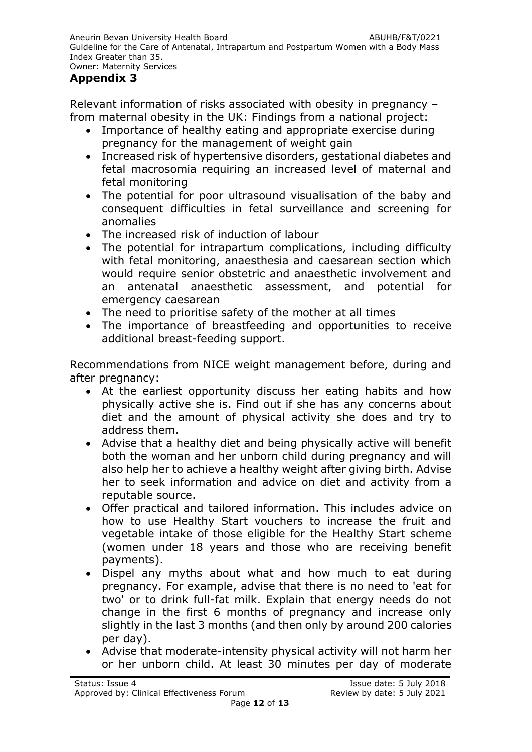## Appendix 3

Relevant information of risks associated with obesity in pregnancy – from maternal obesity in the UK: Findings from a national project:

- Importance of healthy eating and appropriate exercise during pregnancy for the management of weight gain
- Increased risk of hypertensive disorders, gestational diabetes and fetal macrosomia requiring an increased level of maternal and fetal monitoring
- The potential for poor ultrasound visualisation of the baby and consequent difficulties in fetal surveillance and screening for anomalies
- The increased risk of induction of labour
- The potential for intrapartum complications, including difficulty with fetal monitoring, anaesthesia and caesarean section which would require senior obstetric and anaesthetic involvement and an antenatal anaesthetic assessment, and potential for emergency caesarean
- The need to prioritise safety of the mother at all times
- The importance of breastfeeding and opportunities to receive additional breast-feeding support.

Recommendations from NICE weight management before, during and after pregnancy:

- At the earliest opportunity discuss her eating habits and how physically active she is. Find out if she has any concerns about diet and the amount of physical activity she does and try to address them.
- Advise that a healthy diet and being physically active will benefit both the woman and her unborn child during pregnancy and will also help her to achieve a healthy weight after giving birth. Advise her to seek information and advice on diet and activity from a reputable source.
- Offer practical and tailored information. This includes advice on how to use Healthy Start vouchers to increase the fruit and vegetable intake of those eligible for the Healthy Start scheme (women under 18 years and those who are receiving benefit payments).
- Dispel any myths about what and how much to eat during pregnancy. For example, advise that there is no need to 'eat for two' or to drink full-fat milk. Explain that energy needs do not change in the first 6 months of pregnancy and increase only slightly in the last 3 months (and then only by around 200 calories per day).
- Advise that moderate-intensity physical activity will not harm her or her unborn child. At least 30 minutes per day of moderate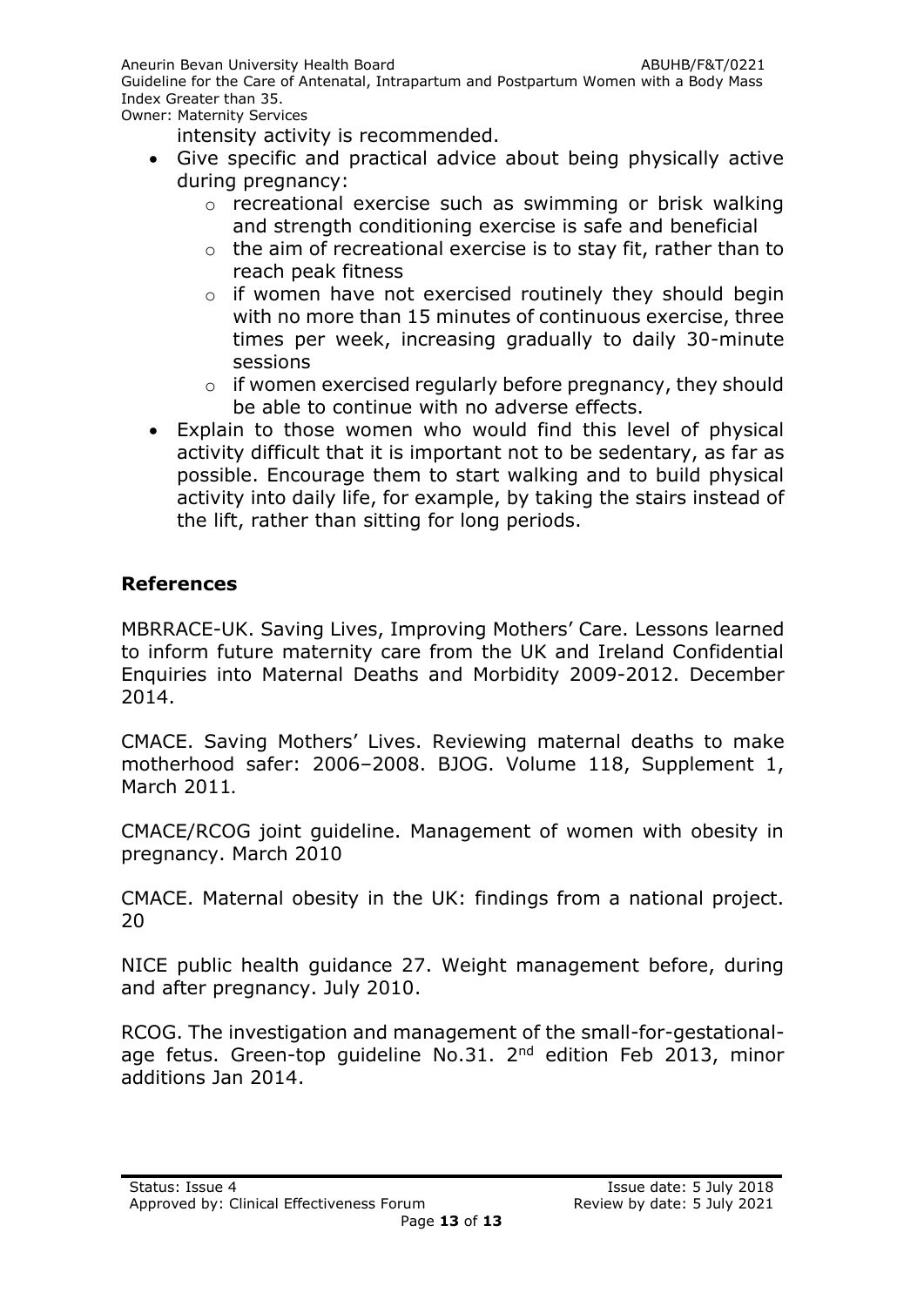intensity activity is recommended.

- Give specific and practical advice about being physically active during pregnancy:
  - recreational exercise such as swimming or brisk walking and strength conditioning exercise is safe and beneficial
  - the aim of recreational exercise is to stay fit, rather than to reach peak fitness
  - if women have not exercised routinely they should begin with no more than 15 minutes of continuous exercise, three times per week, increasing gradually to daily 30-minute sessions
  - if women exercised regularly before pregnancy, they should be able to continue with no adverse effects.
- Explain to those women who would find this level of physical activity difficult that it is important not to be sedentary, as far as possible. Encourage them to start walking and to build physical activity into daily life, for example, by taking the stairs instead of the lift, rather than sitting for long periods.

## References

MBRRACE-UK. Saving Lives, Improving Mothers' Care. Lessons learned to inform future maternity care from the UK and Ireland Confidential Enquiries into Maternal Deaths and Morbidity 2009-2012. December 2014.

CMACE. Saving Mothers' Lives. Reviewing maternal deaths to make motherhood safer: 2006–2008. BJOG. Volume 118, Supplement 1, March 2011.

CMACE/RCOG joint guideline. Management of women with obesity in pregnancy. March 2010

CMACE. Maternal obesity in the UK: findings from a national project. 20

NICE public health guidance 27. Weight management before, during and after pregnancy. July 2010.

RCOG. The investigation and management of the small-for-gestational-age fetus. Green-top guideline No.31. 2nd edition Feb 2013, minor additions Jan 2014.